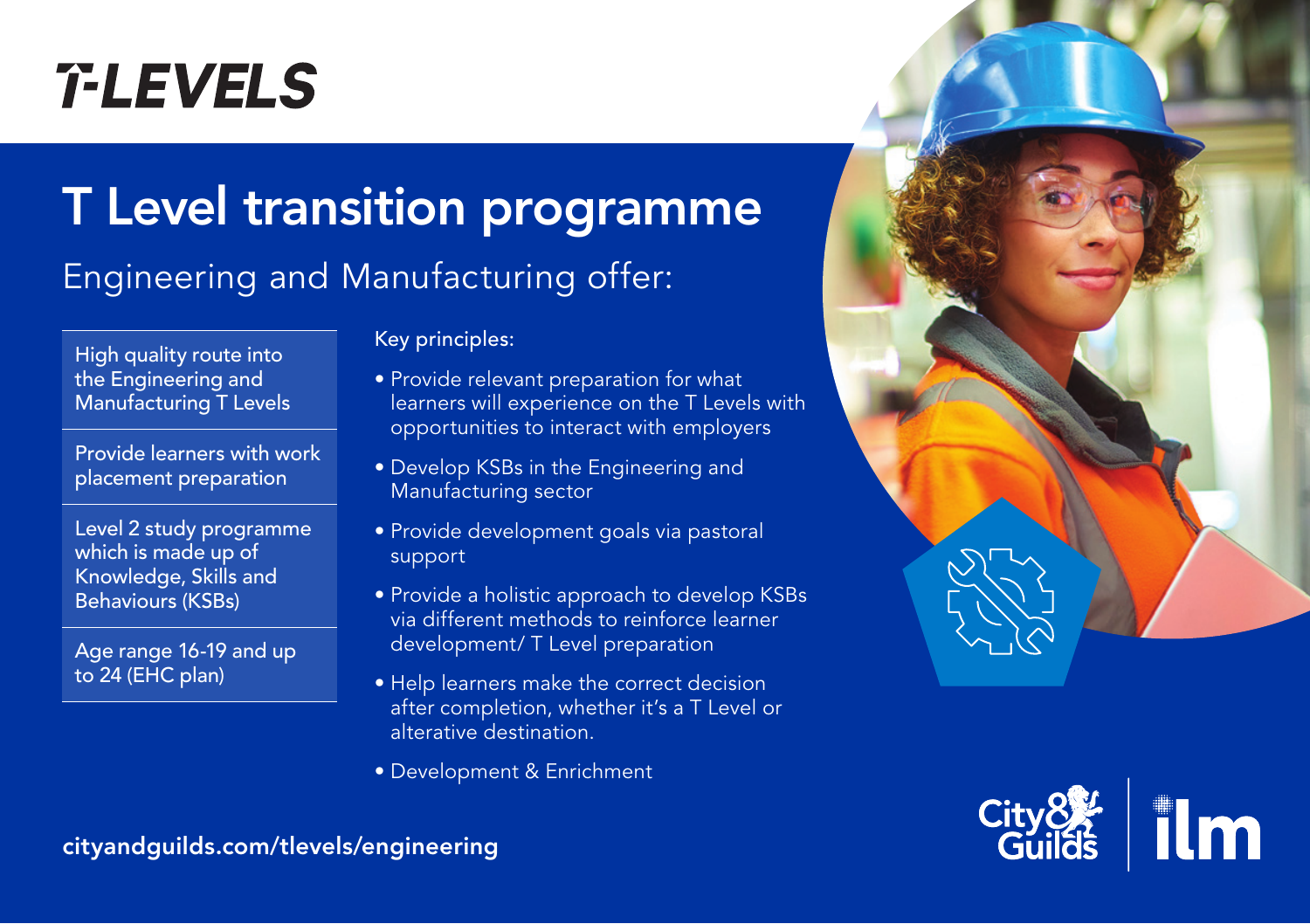# T-LEVELS

# T Level transition programme

## Engineering and Manufacturing offer:

- High quality route into the Engineering and Manufacturing T Levels
- Provide learners with work placement preparation
- Level 2 study programme which is made up of Knowledge, Skills and Behaviours (KSBs)
- Age range 16-19 and up to 24 (EHC plan)

Key principles:

- Provide relevant preparation for what learners will experience on the T Levels with opportunities to interact with employers
- Develop KSBs in the Engineering and Manufacturing sector
- Provide development goals via pastoral support
- Provide a holistic approach to develop KSBs via different methods to reinforce learner development/ T Level preparation
- Help learners make the correct decision after completion, whether it's a T Level or alterative destination.
- Development & Enrichment

cityandguilds.com/tlevels/engineering

City & Guilds | ilm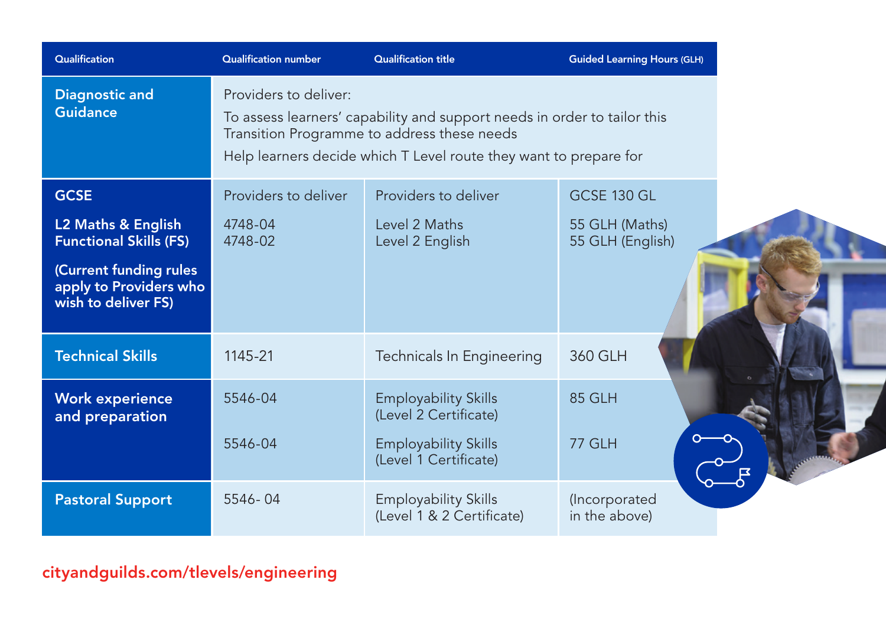| Qualification | Qualification number | Qualification title | Guided Learning Hours (GLH) |
|---|---|---|---|
| **Diagnostic and Guidance** | Providers to deliver:<br>To assess learners' capability and support needs in order to tailor this Transition Programme to address these needs<br>Help learners decide which T Level route they want to prepare for | | |
| **GCSE**<br>**L2 Maths & English Functional Skills (FS)**<br>**(Current funding rules apply to Providers who wish to deliver FS)** | Providers to deliver<br>4748-04<br>4748-02 | Providers to deliver<br>Level 2 Maths<br>Level 2 English | GCSE 130 GL<br>55 GLH (Maths)<br>55 GLH (English) |
| **Technical Skills** | 1145-21 | Technicals In Engineering | 360 GLH |
| **Work experience and preparation** | 5546-04<br>5546-04 | Employability Skills (Level 2 Certificate)<br>Employability Skills (Level 1 Certificate) | 85 GLH<br>77 GLH |
| **Pastoral Support** | 5546- 04 | Employability Skills (Level 1 & 2 Certificate) | (Incorporated in the above) |

cityandguilds.com/tlevels/engineering